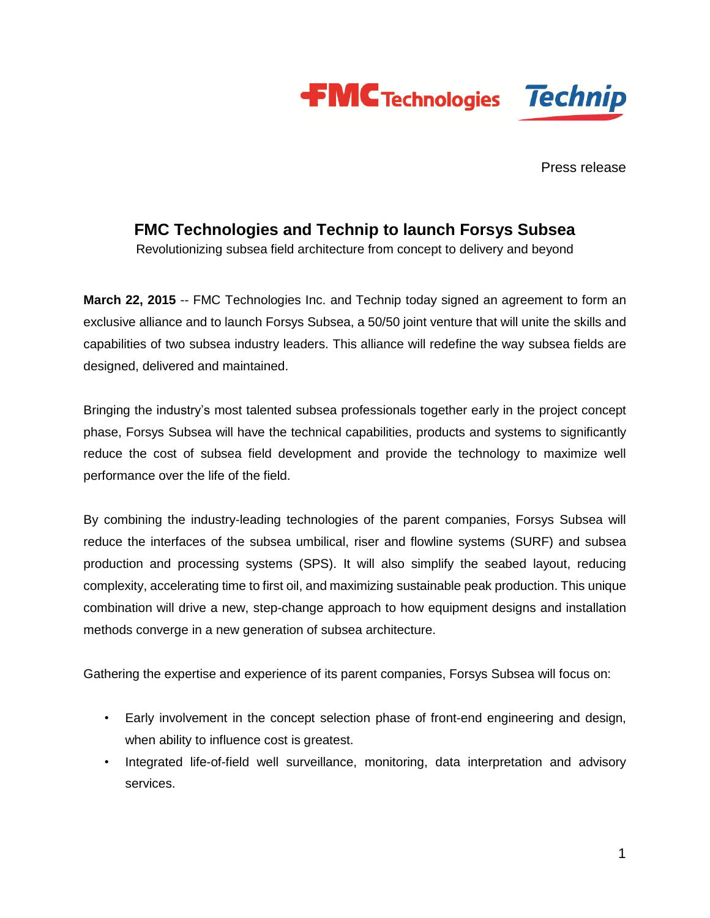Press release

# FMC Technologies and Technip to launch Forsys Subsea

Revolutionizing subsea field architecture from concept to delivery and beyond

**March 22, 2015** -- FMC Technologies Inc. and Technip today signed an agreement to form an exclusive alliance and to launch Forsys Subsea, a 50/50 joint venture that will unite the skills and capabilities of two subsea industry leaders. This alliance will redefine the way subsea fields are designed, delivered and maintained.

Bringing the industry's most talented subsea professionals together early in the project concept phase, Forsys Subsea will have the technical capabilities, products and systems to significantly reduce the cost of subsea field development and provide the technology to maximize well performance over the life of the field.

By combining the industry-leading technologies of the parent companies, Forsys Subsea will reduce the interfaces of the subsea umbilical, riser and flowline systems (SURF) and subsea production and processing systems (SPS). It will also simplify the seabed layout, reducing complexity, accelerating time to first oil, and maximizing sustainable peak production. This unique combination will drive a new, step-change approach to how equipment designs and installation methods converge in a new generation of subsea architecture.

Gathering the expertise and experience of its parent companies, Forsys Subsea will focus on:

- Early involvement in the concept selection phase of front-end engineering and design, when ability to influence cost is greatest.
- Integrated life-of-field well surveillance, monitoring, data interpretation and advisory services.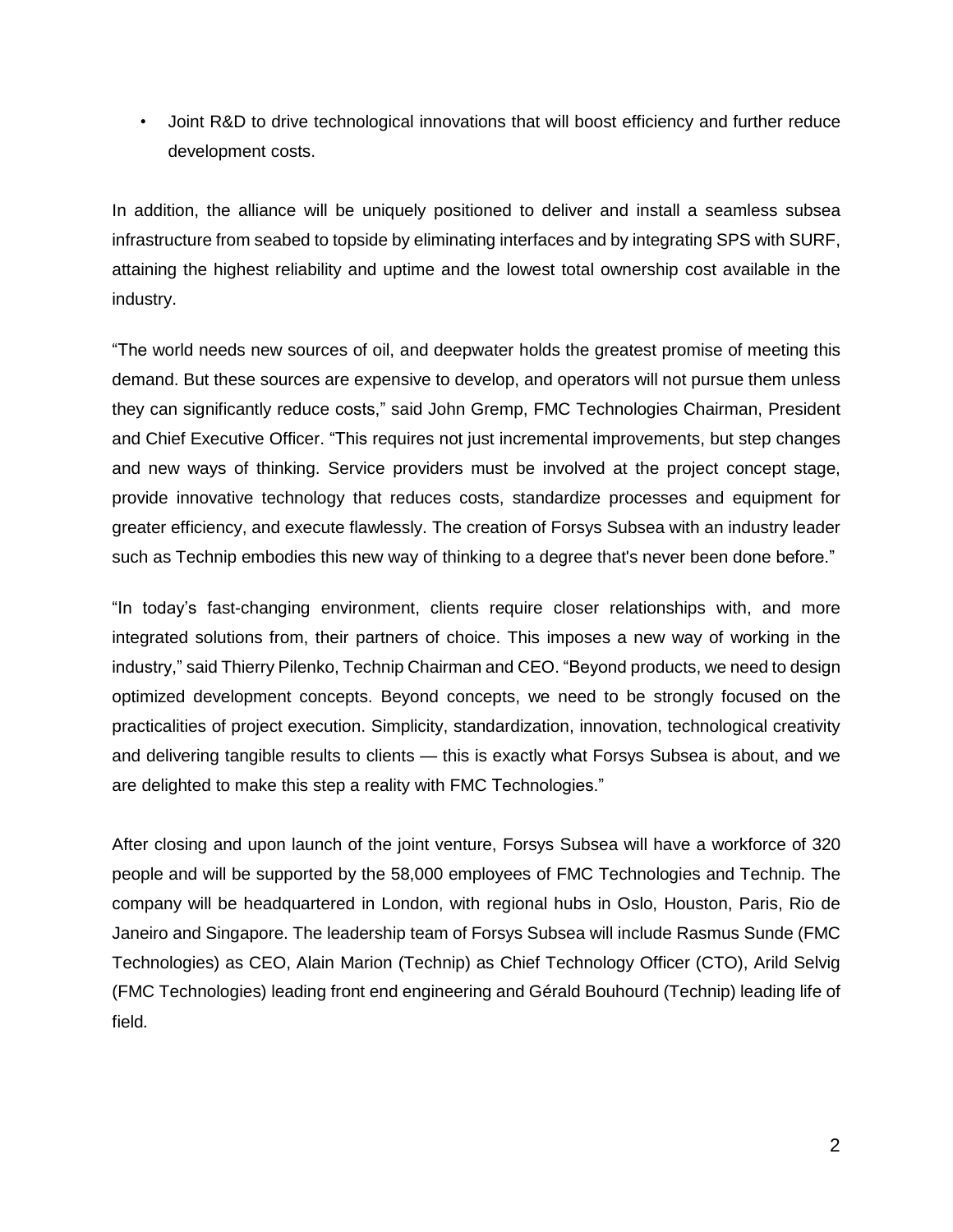- Joint R&D to drive technological innovations that will boost efficiency and further reduce development costs.

In addition, the alliance will be uniquely positioned to deliver and install a seamless subsea infrastructure from seabed to topside by eliminating interfaces and by integrating SPS with SURF, attaining the highest reliability and uptime and the lowest total ownership cost available in the industry.

"The world needs new sources of oil, and deepwater holds the greatest promise of meeting this demand. But these sources are expensive to develop, and operators will not pursue them unless they can significantly reduce costs," said John Gremp, FMC Technologies Chairman, President and Chief Executive Officer. "This requires not just incremental improvements, but step changes and new ways of thinking. Service providers must be involved at the project concept stage, provide innovative technology that reduces costs, standardize processes and equipment for greater efficiency, and execute flawlessly. The creation of Forsys Subsea with an industry leader such as Technip embodies this new way of thinking to a degree that's never been done before."

"In today's fast-changing environment, clients require closer relationships with, and more integrated solutions from, their partners of choice. This imposes a new way of working in the industry," said Thierry Pilenko, Technip Chairman and CEO. "Beyond products, we need to design optimized development concepts. Beyond concepts, we need to be strongly focused on the practicalities of project execution. Simplicity, standardization, innovation, technological creativity and delivering tangible results to clients — this is exactly what Forsys Subsea is about, and we are delighted to make this step a reality with FMC Technologies."

After closing and upon launch of the joint venture, Forsys Subsea will have a workforce of 320 people and will be supported by the 58,000 employees of FMC Technologies and Technip. The company will be headquartered in London, with regional hubs in Oslo, Houston, Paris, Rio de Janeiro and Singapore. The leadership team of Forsys Subsea will include Rasmus Sunde (FMC Technologies) as CEO, Alain Marion (Technip) as Chief Technology Officer (CTO), Arild Selvig (FMC Technologies) leading front end engineering and Gérald Bouhourd (Technip) leading life of field.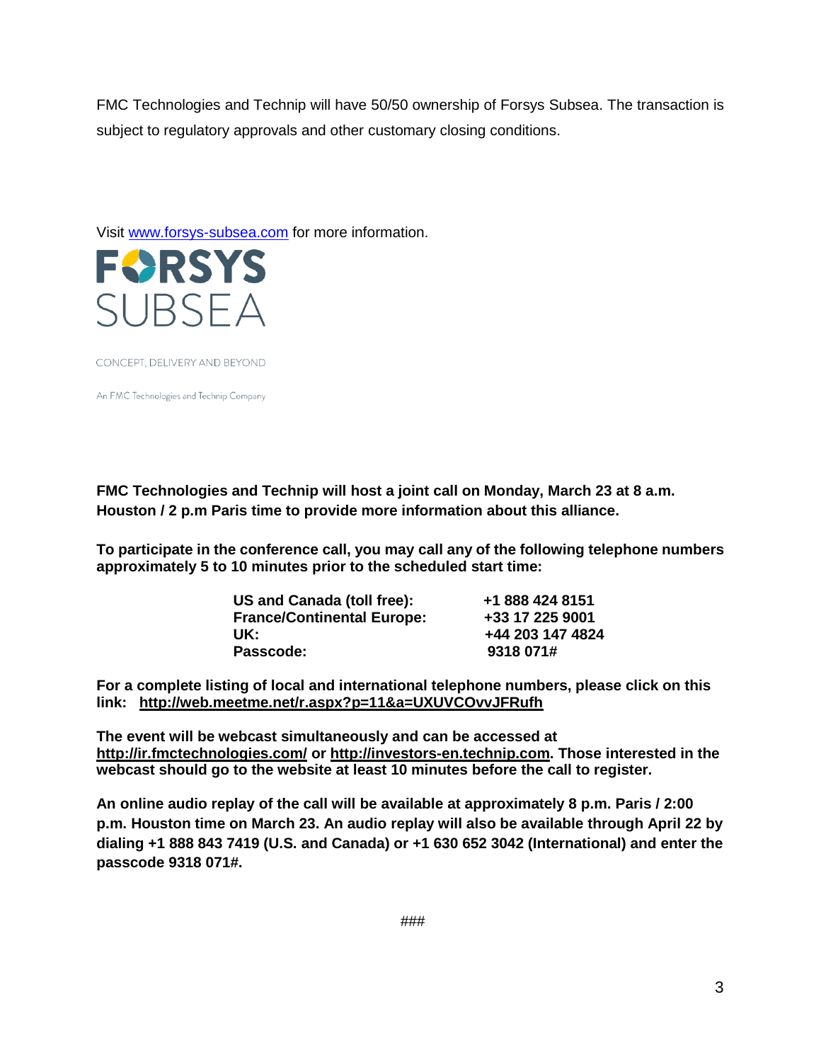FMC Technologies and Technip will have 50/50 ownership of Forsys Subsea. The transaction is subject to regulatory approvals and other customary closing conditions.

Visit [www.forsys-subsea.com](http://www.forsys-subsea.com) for more information.

FORSYS SUBSEA

CONCEPT, DELIVERY AND BEYOND

An FMC Technologies and Technip Company

**FMC Technologies and Technip will host a joint call on Monday, March 23 at 8 a.m. Houston / 2 p.m Paris time to provide more information about this alliance.**

**To participate in the conference call, you may call any of the following telephone numbers approximately 5 to 10 minutes prior to the scheduled start time:**

| | |
|---|---|
| **US and Canada (toll free):** | **+1 888 424 8151** |
| **France/Continental Europe:** | **+33 17 225 9001** |
| **UK:** | **+44 203 147 4824** |
| **Passcode:** | **9318 071#** |

**For a complete listing of local and international telephone numbers, please click on this link: http://web.meetme.net/r.aspx?p=11&a=UXUVCOvvJFRufh**

**The event will be webcast simultaneously and can be accessed at http://ir.fmctechnologies.com/ or http://investors-en.technip.com. Those interested in the webcast should go to the website at least 10 minutes before the call to register.**

**An online audio replay of the call will be available at approximately 8 p.m. Paris / 2:00 p.m. Houston time on March 23. An audio replay will also be available through April 22 by dialing +1 888 843 7419 (U.S. and Canada) or +1 630 652 3042 (International) and enter the passcode 9318 071#.**

###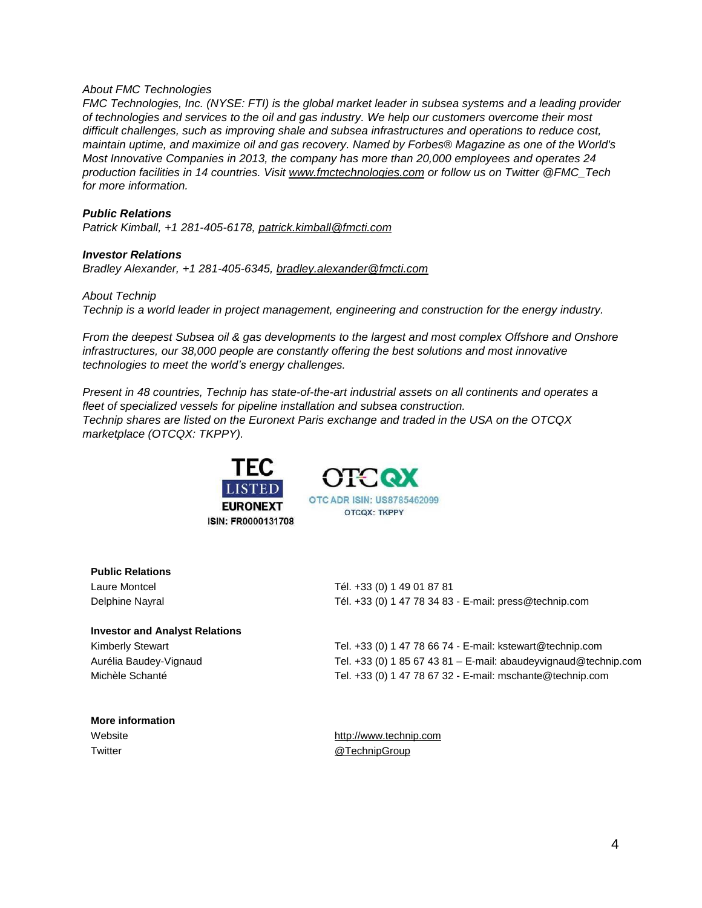*About FMC Technologies*

*FMC Technologies, Inc. (NYSE: FTI) is the global market leader in subsea systems and a leading provider of technologies and services to the oil and gas industry. We help our customers overcome their most difficult challenges, such as improving shale and subsea infrastructures and operations to reduce cost, maintain uptime, and maximize oil and gas recovery. Named by Forbes® Magazine as one of the World's Most Innovative Companies in 2013, the company has more than 20,000 employees and operates 24 production facilities in 14 countries. Visit www.fmctechnologies.com or follow us on Twitter @FMC_Tech for more information.*

***Public Relations***

*Patrick Kimball, +1 281-405-6178, patrick.kimball@fmcti.com*

***Investor Relations***

*Bradley Alexander, +1 281-405-6345, bradley.alexander@fmcti.com*

*About Technip*

*Technip is a world leader in project management, engineering and construction for the energy industry.*

*From the deepest Subsea oil & gas developments to the largest and most complex Offshore and Onshore infrastructures, our 38,000 people are constantly offering the best solutions and most innovative technologies to meet the world's energy challenges.*

*Present in 48 countries, Technip has state-of-the-art industrial assets on all continents and operates a fleet of specialized vessels for pipeline installation and subsea construction.*
*Technip shares are listed on the Euronext Paris exchange and traded in the USA on the OTCQX marketplace (OTCQX: TKPPY).*

TEC LISTED EURONEXT
ISIN: FR0000131708

OTCQX
OTC ADR ISIN: US8785462099
OTCQX: TKPPY

**Public Relations**

| | |
|---|---|
| Laure Montcel | Tél. +33 (0) 1 49 01 87 81 |
| Delphine Nayral | Tél. +33 (0) 1 47 78 34 83 - E-mail: press@technip.com |

**Investor and Analyst Relations**

| | |
|---|---|
| Kimberly Stewart | Tel. +33 (0) 1 47 78 66 74 - E-mail: kstewart@technip.com |
| Aurélia Baudey-Vignaud | Tel. +33 (0) 1 85 67 43 81 – E-mail: abaudeyvignaud@technip.com |
| Michèle Schanté | Tel. +33 (0) 1 47 78 67 32 - E-mail: mschante@technip.com |

**More information**

| | |
|---|---|
| Website | http://www.technip.com |
| Twitter | @TechnipGroup |